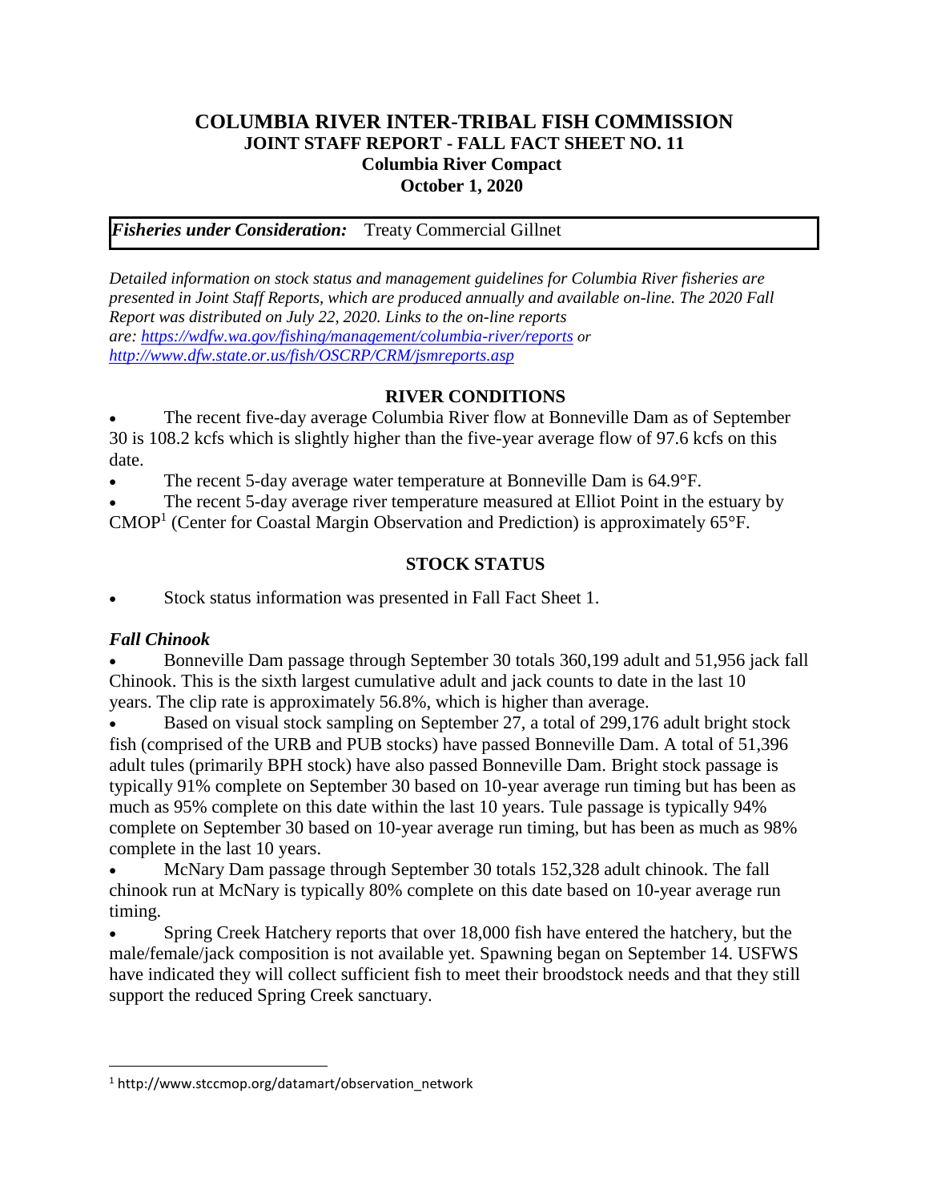# COLUMBIA RIVER INTER-TRIBAL FISH COMMISSION
## JOINT STAFF REPORT - FALL FACT SHEET NO. 11
### Columbia River Compact
### October 1, 2020

| ***Fisheries under Consideration:*** Treaty Commercial Gillnet |
|---|

*Detailed information on stock status and management guidelines for Columbia River fisheries are presented in Joint Staff Reports, which are produced annually and available on-line. The 2020 Fall Report was distributed on July 22, 2020. Links to the on-line reports are: https://wdfw.wa.gov/fishing/management/columbia-river/reports or http://www.dfw.state.or.us/fish/OSCRP/CRM/jsmreports.asp*

## RIVER CONDITIONS

- The recent five-day average Columbia River flow at Bonneville Dam as of September 30 is 108.2 kcfs which is slightly higher than the five-year average flow of 97.6 kcfs on this date.
- The recent 5-day average water temperature at Bonneville Dam is 64.9°F.
- The recent 5-day average river temperature measured at Elliot Point in the estuary by CMOP[1] (Center for Coastal Margin Observation and Prediction) is approximately 65°F.

## STOCK STATUS

- Stock status information was presented in Fall Fact Sheet 1.

### *Fall Chinook*

- Bonneville Dam passage through September 30 totals 360,199 adult and 51,956 jack fall Chinook. This is the sixth largest cumulative adult and jack counts to date in the last 10 years. The clip rate is approximately 56.8%, which is higher than average.
- Based on visual stock sampling on September 27, a total of 299,176 adult bright stock fish (comprised of the URB and PUB stocks) have passed Bonneville Dam. A total of 51,396 adult tules (primarily BPH stock) have also passed Bonneville Dam. Bright stock passage is typically 91% complete on September 30 based on 10-year average run timing but has been as much as 95% complete on this date within the last 10 years. Tule passage is typically 94% complete on September 30 based on 10-year average run timing, but has been as much as 98% complete in the last 10 years.
- McNary Dam passage through September 30 totals 152,328 adult chinook. The fall chinook run at McNary is typically 80% complete on this date based on 10-year average run timing.
- Spring Creek Hatchery reports that over 18,000 fish have entered the hatchery, but the male/female/jack composition is not available yet. Spawning began on September 14. USFWS have indicated they will collect sufficient fish to meet their broodstock needs and that they still support the reduced Spring Creek sanctuary.

[1] http://www.stccmop.org/datamart/observation_network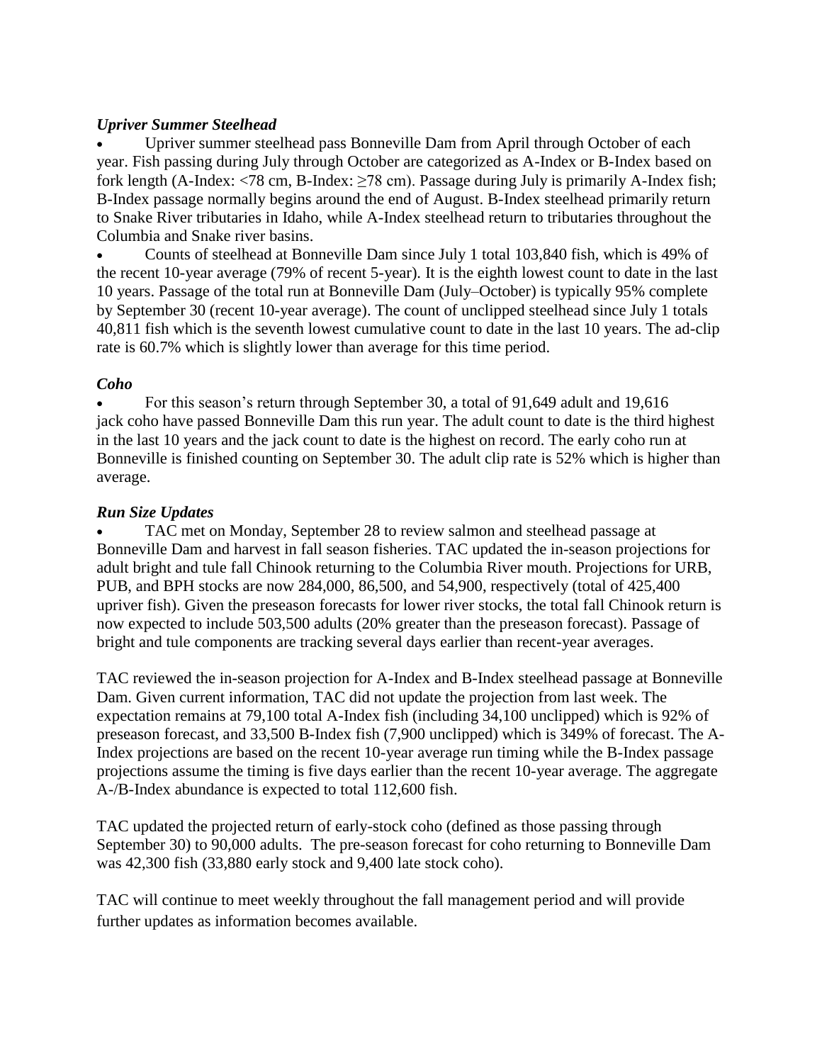### *Upriver Summer Steelhead*

- Upriver summer steelhead pass Bonneville Dam from April through October of each year. Fish passing during July through October are categorized as A-Index or B-Index based on fork length (A-Index: <78 cm, B-Index: ≥78 cm). Passage during July is primarily A-Index fish; B-Index passage normally begins around the end of August. B-Index steelhead primarily return to Snake River tributaries in Idaho, while A-Index steelhead return to tributaries throughout the Columbia and Snake river basins.
- Counts of steelhead at Bonneville Dam since July 1 total 103,840 fish, which is 49% of the recent 10-year average (79% of recent 5-year). It is the eighth lowest count to date in the last 10 years. Passage of the total run at Bonneville Dam (July–October) is typically 95% complete by September 30 (recent 10-year average). The count of unclipped steelhead since July 1 totals 40,811 fish which is the seventh lowest cumulative count to date in the last 10 years. The ad-clip rate is 60.7% which is slightly lower than average for this time period.

### *Coho*

- For this season's return through September 30, a total of 91,649 adult and 19,616 jack coho have passed Bonneville Dam this run year. The adult count to date is the third highest in the last 10 years and the jack count to date is the highest on record. The early coho run at Bonneville is finished counting on September 30. The adult clip rate is 52% which is higher than average.

### *Run Size Updates*

- TAC met on Monday, September 28 to review salmon and steelhead passage at Bonneville Dam and harvest in fall season fisheries. TAC updated the in-season projections for adult bright and tule fall Chinook returning to the Columbia River mouth. Projections for URB, PUB, and BPH stocks are now 284,000, 86,500, and 54,900, respectively (total of 425,400 upriver fish). Given the preseason forecasts for lower river stocks, the total fall Chinook return is now expected to include 503,500 adults (20% greater than the preseason forecast). Passage of bright and tule components are tracking several days earlier than recent-year averages.

TAC reviewed the in-season projection for A-Index and B-Index steelhead passage at Bonneville Dam. Given current information, TAC did not update the projection from last week. The expectation remains at 79,100 total A-Index fish (including 34,100 unclipped) which is 92% of preseason forecast, and 33,500 B-Index fish (7,900 unclipped) which is 349% of forecast. The A-Index projections are based on the recent 10-year average run timing while the B-Index passage projections assume the timing is five days earlier than the recent 10-year average. The aggregate A-/B-Index abundance is expected to total 112,600 fish.

TAC updated the projected return of early-stock coho (defined as those passing through September 30) to 90,000 adults. The pre-season forecast for coho returning to Bonneville Dam was 42,300 fish (33,880 early stock and 9,400 late stock coho).

TAC will continue to meet weekly throughout the fall management period and will provide further updates as information becomes available.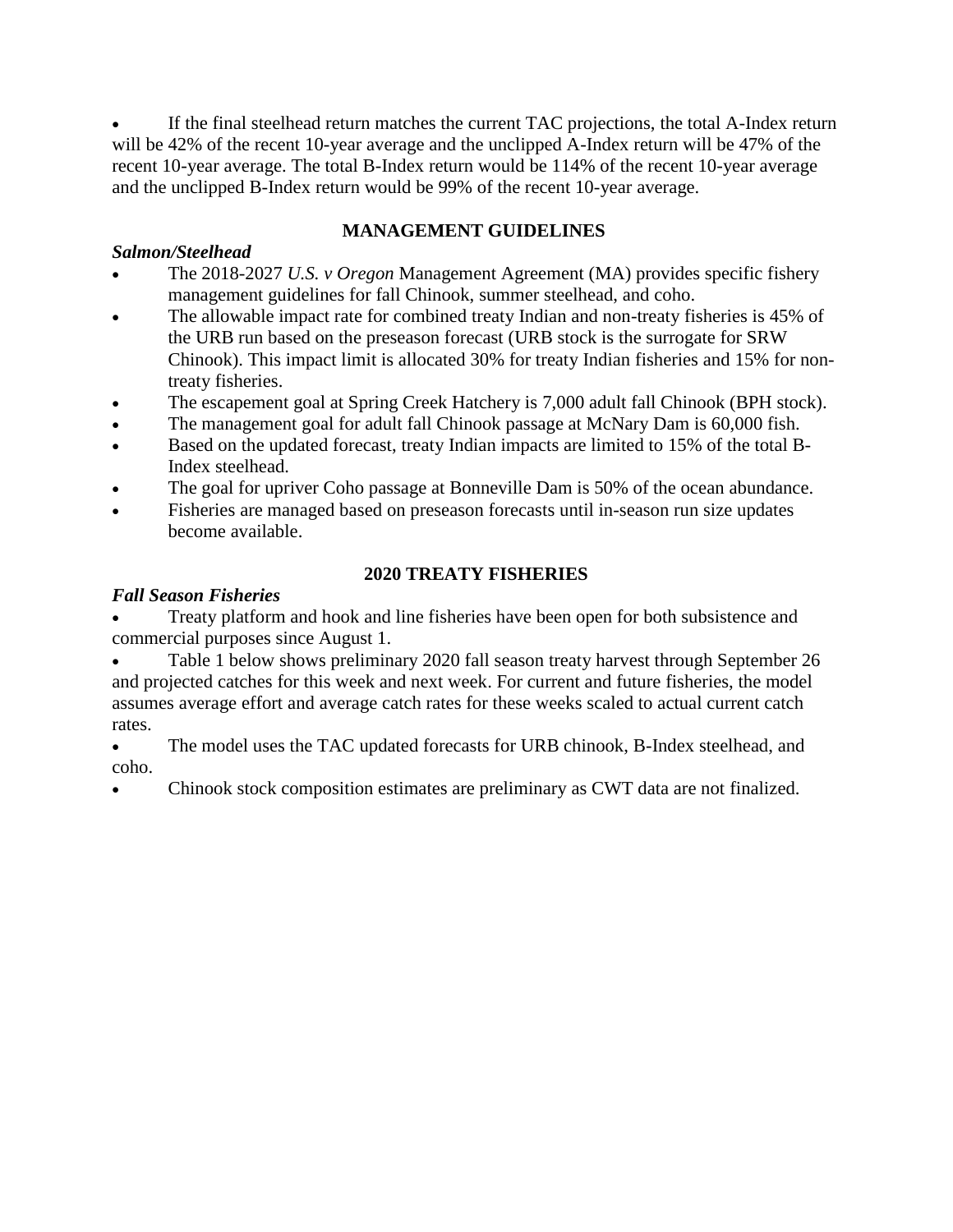- If the final steelhead return matches the current TAC projections, the total A-Index return will be 42% of the recent 10-year average and the unclipped A-Index return will be 47% of the recent 10-year average. The total B-Index return would be 114% of the recent 10-year average and the unclipped B-Index return would be 99% of the recent 10-year average.

## MANAGEMENT GUIDELINES

### *Salmon/Steelhead*

- The 2018-2027 *U.S. v Oregon* Management Agreement (MA) provides specific fishery management guidelines for fall Chinook, summer steelhead, and coho.
- The allowable impact rate for combined treaty Indian and non-treaty fisheries is 45% of the URB run based on the preseason forecast (URB stock is the surrogate for SRW Chinook). This impact limit is allocated 30% for treaty Indian fisheries and 15% for non-treaty fisheries.
- The escapement goal at Spring Creek Hatchery is 7,000 adult fall Chinook (BPH stock).
- The management goal for adult fall Chinook passage at McNary Dam is 60,000 fish.
- Based on the updated forecast, treaty Indian impacts are limited to 15% of the total B-Index steelhead.
- The goal for upriver Coho passage at Bonneville Dam is 50% of the ocean abundance.
- Fisheries are managed based on preseason forecasts until in-season run size updates become available.

## 2020 TREATY FISHERIES

### *Fall Season Fisheries*

- Treaty platform and hook and line fisheries have been open for both subsistence and commercial purposes since August 1.
- Table 1 below shows preliminary 2020 fall season treaty harvest through September 26 and projected catches for this week and next week. For current and future fisheries, the model assumes average effort and average catch rates for these weeks scaled to actual current catch rates.
- The model uses the TAC updated forecasts for URB chinook, B-Index steelhead, and coho.
- Chinook stock composition estimates are preliminary as CWT data are not finalized.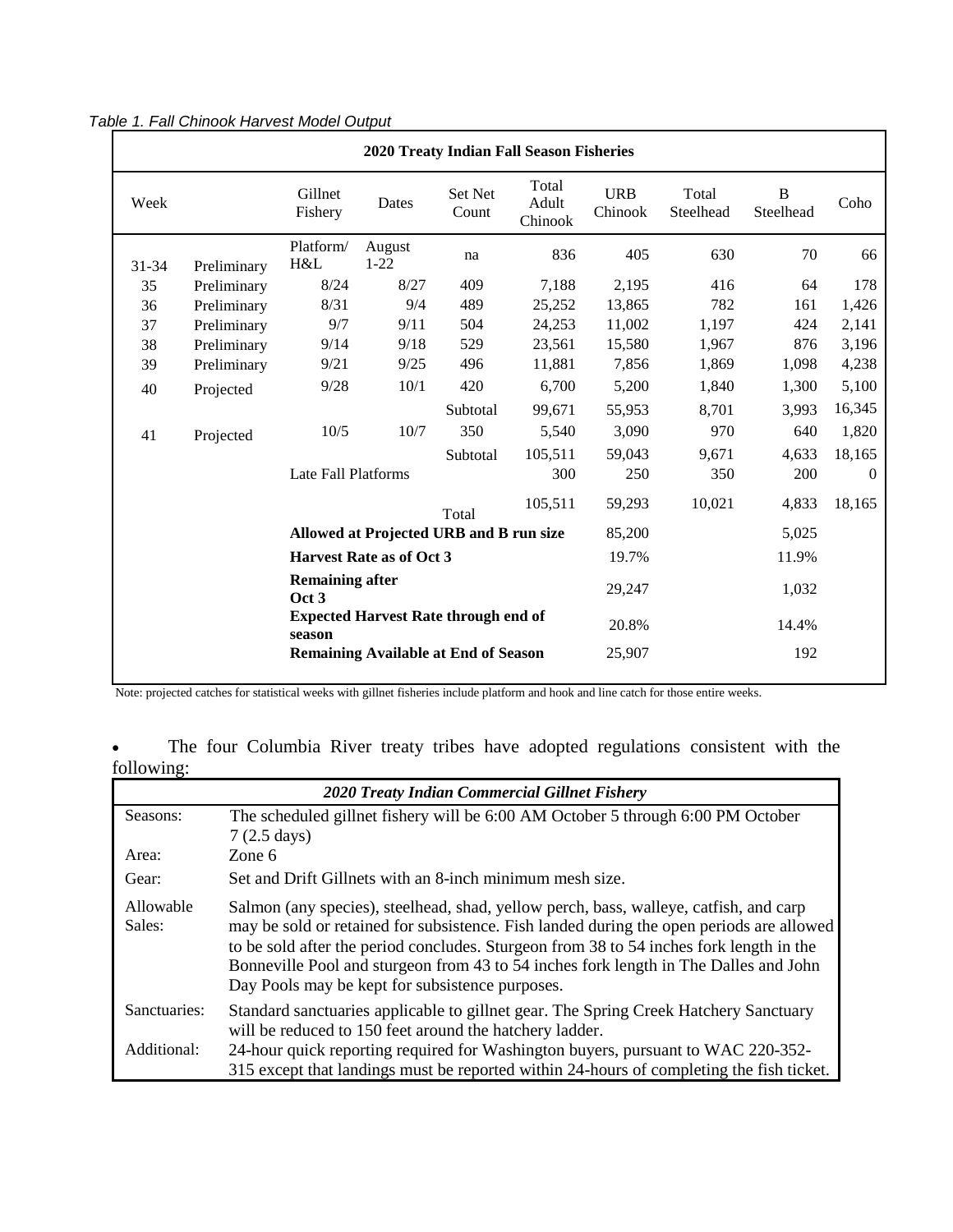*Table 1. Fall Chinook Harvest Model Output*

| 2020 Treaty Indian Fall Season Fisheries | | | | | | | | | | |
|---|---|---|---|---|---|---|---|---|---|---|
| Week | | Gillnet Fishery | Dates | Set Net Count | Total Adult Chinook | URB Chinook | Total Steelhead | B Steelhead | Coho |
| 31-34 | Preliminary | Platform/ H&L | August 1-22 | na | 836 | 405 | 630 | 70 | 66 |
| 35 | Preliminary | 8/24 | 8/27 | 409 | 7,188 | 2,195 | 416 | 64 | 178 |
| 36 | Preliminary | 8/31 | 9/4 | 489 | 25,252 | 13,865 | 782 | 161 | 1,426 |
| 37 | Preliminary | 9/7 | 9/11 | 504 | 24,253 | 11,002 | 1,197 | 424 | 2,141 |
| 38 | Preliminary | 9/14 | 9/18 | 529 | 23,561 | 15,580 | 1,967 | 876 | 3,196 |
| 39 | Preliminary | 9/21 | 9/25 | 496 | 11,881 | 7,856 | 1,869 | 1,098 | 4,238 |
| 40 | Projected | 9/28 | 10/1 | 420 | 6,700 | 5,200 | 1,840 | 1,300 | 5,100 |
| | | | | Subtotal | 99,671 | 55,953 | 8,701 | 3,993 | 16,345 |
| 41 | Projected | 10/5 | 10/7 | 350 | 5,540 | 3,090 | 970 | 640 | 1,820 |
| | | | | Subtotal | 105,511 | 59,043 | 9,671 | 4,633 | 18,165 |
| | | Late Fall Platforms | | | 300 | 250 | 350 | 200 | 0 |
| | | | | Total | 105,511 | 59,293 | 10,021 | 4,833 | 18,165 |
| | | **Allowed at Projected URB and B run size** | | | | 85,200 | | 5,025 | |
| | | **Harvest Rate as of Oct 3** | | | | 19.7% | | 11.9% | |
| | | **Remaining after Oct 3** | | | | 29,247 | | 1,032 | |
| | | **Expected Harvest Rate through end of season** | | | | 20.8% | | 14.4% | |
| | | **Remaining Available at End of Season** | | | | 25,907 | | 192 | |

Note: projected catches for statistical weeks with gillnet fisheries include platform and hook and line catch for those entire weeks.

- The four Columbia River treaty tribes have adopted regulations consistent with the following:

| *2020 Treaty Indian Commercial Gillnet Fishery* | |
|---|---|
| Seasons: | The scheduled gillnet fishery will be 6:00 AM October 5 through 6:00 PM October 7 (2.5 days) |
| Area: | Zone 6 |
| Gear: | Set and Drift Gillnets with an 8-inch minimum mesh size. |
| Allowable Sales: | Salmon (any species), steelhead, shad, yellow perch, bass, walleye, catfish, and carp may be sold or retained for subsistence. Fish landed during the open periods are allowed to be sold after the period concludes. Sturgeon from 38 to 54 inches fork length in the Bonneville Pool and sturgeon from 43 to 54 inches fork length in The Dalles and John Day Pools may be kept for subsistence purposes. |
| Sanctuaries: | Standard sanctuaries applicable to gillnet gear. The Spring Creek Hatchery Sanctuary will be reduced to 150 feet around the hatchery ladder. |
| Additional: | 24-hour quick reporting required for Washington buyers, pursuant to WAC 220-352-315 except that landings must be reported within 24-hours of completing the fish ticket. |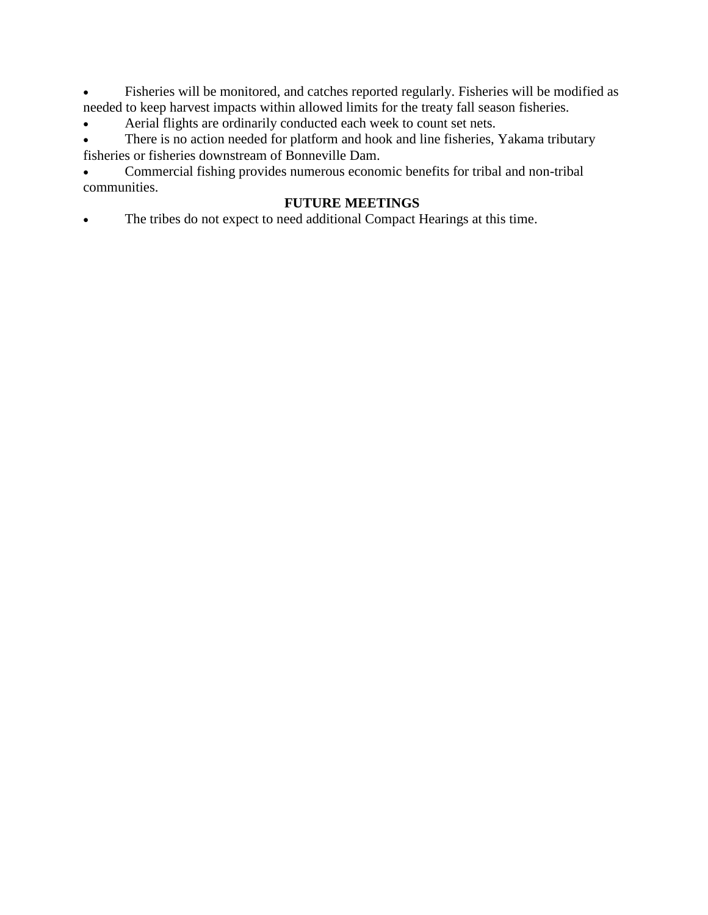- Fisheries will be monitored, and catches reported regularly. Fisheries will be modified as needed to keep harvest impacts within allowed limits for the treaty fall season fisheries.
- Aerial flights are ordinarily conducted each week to count set nets.
- There is no action needed for platform and hook and line fisheries, Yakama tributary fisheries or fisheries downstream of Bonneville Dam.
- Commercial fishing provides numerous economic benefits for tribal and non-tribal communities.

**FUTURE MEETINGS**

- The tribes do not expect to need additional Compact Hearings at this time.